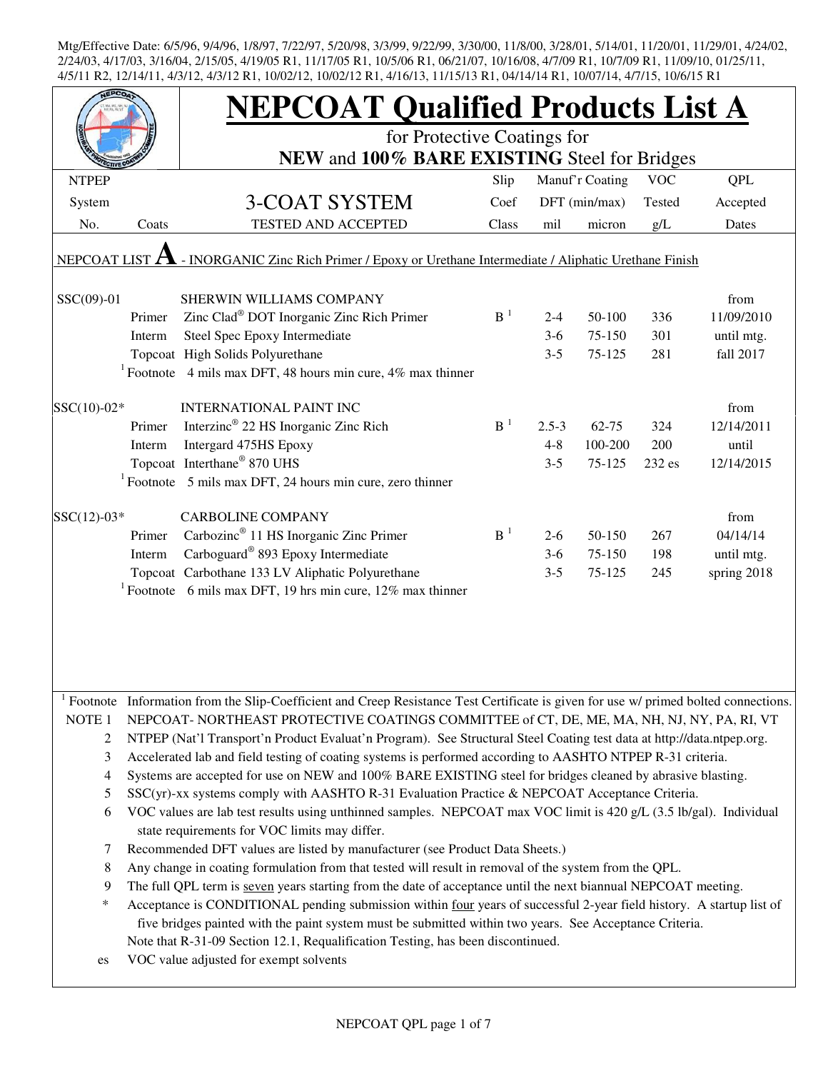Mtg/Effective Date: 6/5/96, 9/4/96, 1/8/97, 7/22/97, 5/20/98, 3/3/99, 9/22/99, 3/30/00, 11/8/00, 3/28/01, 5/14/01, 11/20/01, 11/29/01, 4/24/02, 2/24/03, 4/17/03, 3/16/04, 2/15/05, 4/19/05 R1, 11/17/05 R1, 10/5/06 R1, 06/21/07, 10/16/08, 4/7/09 R1, 10/7/09 R1, 11/09/10, 01/25/11, 4/5/11 R2, 12/14/11, 4/3/12, 4/3/12 R1, 10/02/12, 10/02/12 R1, 4/16/13, 11/15/13 R1, 04/14/14 R1, 10/07/14, 4/7/15, 10/6/15 R1

# NEPCOAT Qualified Products List A

for Protective Coatings for
**NEW** and **100% BARE EXISTING** Steel for Bridges

| NTPEP System No. | Coats | 3-COAT SYSTEM TESTED AND ACCEPTED | Slip Coef Class | Manuf'r Coating DFT (min/max) mil | micron | VOC Tested g/L | QPL Accepted Dates |
|---|---|---|---|---|---|---|---|
| NEPCOAT LIST **A** - INORGANIC Zinc Rich Primer / Epoxy or Urethane Intermediate / Aliphatic Urethane Finish | | | | | | | |
| SSC(09)-01 | | SHERWIN WILLIAMS COMPANY | | | | | from |
| | Primer | Zinc Clad® DOT Inorganic Zinc Rich Primer | B [1] | 2-4 | 50-100 | 336 | 11/09/2010 |
| | Interm | Steel Spec Epoxy Intermediate | | 3-6 | 75-150 | 301 | until mtg. |
| | Topcoat | High Solids Polyurethane | | 3-5 | 75-125 | 281 | fall 2017 |
| | [1] Footnote | 4 mils max DFT, 48 hours min cure, 4% max thinner | | | | | |
| SSC(10)-02* | | INTERNATIONAL PAINT INC | | | | | from |
| | Primer | Interzinc® 22 HS Inorganic Zinc Rich | B [1] | 2.5-3 | 62-75 | 324 | 12/14/2011 |
| | Interm | Intergard 475HS Epoxy | | 4-8 | 100-200 | 200 | until |
| | Topcoat | Interthane® 870 UHS | | 3-5 | 75-125 | 232 es | 12/14/2015 |
| | [1] Footnote | 5 mils max DFT, 24 hours min cure, zero thinner | | | | | |
| SSC(12)-03* | | CARBOLINE COMPANY | | | | | from |
| | Primer | Carbozinc® 11 HS Inorganic Zinc Primer | B [1] | 2-6 | 50-150 | 267 | 04/14/14 |
| | Interm | Carboguard® 893 Epoxy Intermediate | | 3-6 | 75-150 | 198 | until mtg. |
| | Topcoat | Carbothane 133 LV Aliphatic Polyurethane | | 3-5 | 75-125 | 245 | spring 2018 |
| | [1] Footnote | 6 mils max DFT, 19 hrs min cure, 12% max thinner | | | | | |

[1] Footnote Information from the Slip-Coefficient and Creep Resistance Test Certificate is given for use w/ primed bolted connections.

NOTE 1 NEPCOAT- NORTHEAST PROTECTIVE COATINGS COMMITTEE of CT, DE, ME, MA, NH, NJ, NY, PA, RI, VT

2 NTPEP (Nat'l Transport'n Product Evaluat'n Program). See Structural Steel Coating test data at http://data.ntpep.org.

3 Accelerated lab and field testing of coating systems is performed according to AASHTO NTPEP R-31 criteria.

4 Systems are accepted for use on NEW and 100% BARE EXISTING steel for bridges cleaned by abrasive blasting.

5 SSC(yr)-xx systems comply with AASHTO R-31 Evaluation Practice & NEPCOAT Acceptance Criteria.

6 VOC values are lab test results using unthinned samples. NEPCOAT max VOC limit is 420 g/L (3.5 lb/gal). Individual state requirements for VOC limits may differ.

7 Recommended DFT values are listed by manufacturer (see Product Data Sheets.)

8 Any change in coating formulation from that tested will result in removal of the system from the QPL.

9 The full QPL term is seven years starting from the date of acceptance until the next biannual NEPCOAT meeting.

\* Acceptance is CONDITIONAL pending submission within four years of successful 2-year field history. A startup list of five bridges painted with the paint system must be submitted within two years. See Acceptance Criteria.
Note that R-31-09 Section 12.1, Requalification Testing, has been discontinued.

es VOC value adjusted for exempt solvents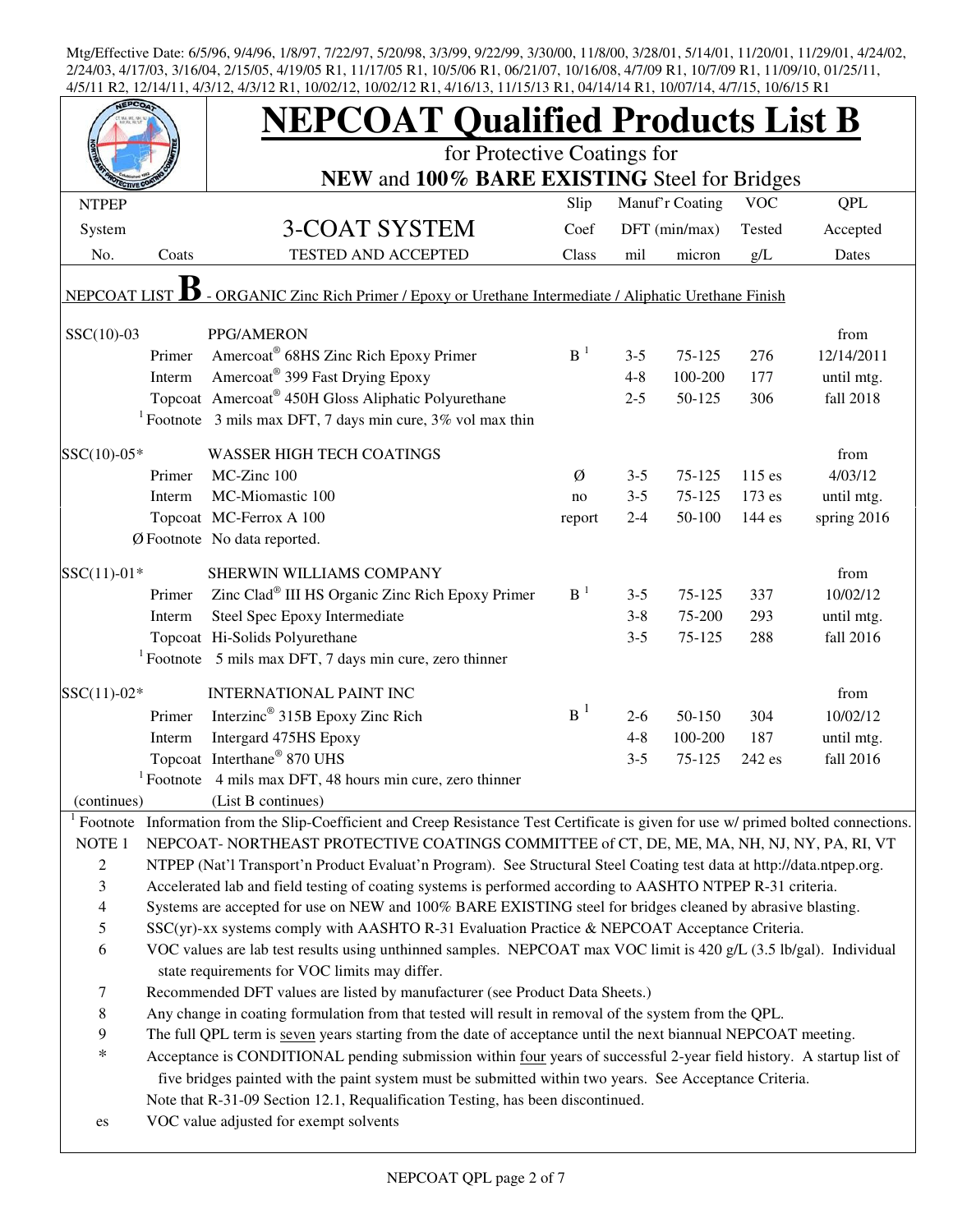Mtg/Effective Date: 6/5/96, 9/4/96, 1/8/97, 7/22/97, 5/20/98, 3/3/99, 9/22/99, 3/30/00, 11/8/00, 3/28/01, 5/14/01, 11/20/01, 11/29/01, 4/24/02, 2/24/03, 4/17/03, 3/16/04, 2/15/05, 4/19/05 R1, 11/17/05 R1, 10/5/06 R1, 06/21/07, 10/16/08, 4/7/09 R1, 10/7/09 R1, 11/09/10, 01/25/11, 4/5/11 R2, 12/14/11, 4/3/12, 4/3/12 R1, 10/02/12, 10/02/12 R1, 4/16/13, 11/15/13 R1, 04/14/14 R1, 10/07/14, 4/7/15, 10/6/15 R1

# NEPCOAT Qualified Products List B

for Protective Coatings for

**NEW** and **100% BARE EXISTING** Steel for Bridges

| NTPEP System No. | Coats | 3-COAT SYSTEM TESTED AND ACCEPTED | Slip Coef Class | Manuf'r Coating DFT (min/max) mil | micron | VOC Tested g/L | QPL Accepted Dates |
|---|---|---|---|---|---|---|---|
| NEPCOAT LIST **B** - ORGANIC Zinc Rich Primer / Epoxy or Urethane Intermediate / Aliphatic Urethane Finish | | | | | | | |
| SSC(10)-03 | | PPG/AMERON | | | | | from |
| | Primer | Amercoat® 68HS Zinc Rich Epoxy Primer | B [1] | 3-5 | 75-125 | 276 | 12/14/2011 |
| | Interm | Amercoat® 399 Fast Drying Epoxy | | 4-8 | 100-200 | 177 | until mtg. |
| | Topcoat | Amercoat® 450H Gloss Aliphatic Polyurethane | | 2-5 | 50-125 | 306 | fall 2018 |
| | [1] Footnote | 3 mils max DFT, 7 days min cure, 3% vol max thin | | | | | |
| SSC(10)-05* | | WASSER HIGH TECH COATINGS | | | | | from |
| | Primer | MC-Zinc 100 | Ø | 3-5 | 75-125 | 115 es | 4/03/12 |
| | Interm | MC-Miomastic 100 | no | 3-5 | 75-125 | 173 es | until mtg. |
| | Topcoat | MC-Ferrox A 100 | report | 2-4 | 50-100 | 144 es | spring 2016 |
| | Ø Footnote | No data reported. | | | | | |
| SSC(11)-01* | | SHERWIN WILLIAMS COMPANY | | | | | from |
| | Primer | Zinc Clad® III HS Organic Zinc Rich Epoxy Primer | B [1] | 3-5 | 75-125 | 337 | 10/02/12 |
| | Interm | Steel Spec Epoxy Intermediate | | 3-8 | 75-200 | 293 | until mtg. |
| | Topcoat | Hi-Solids Polyurethane | | 3-5 | 75-125 | 288 | fall 2016 |
| | [1] Footnote | 5 mils max DFT, 7 days min cure, zero thinner | | | | | |
| SSC(11)-02* | | INTERNATIONAL PAINT INC | | | | | from |
| | Primer | Interzinc® 315B Epoxy Zinc Rich | B [1] | 2-6 | 50-150 | 304 | 10/02/12 |
| | Interm | Intergard 475HS Epoxy | | 4-8 | 100-200 | 187 | until mtg. |
| | Topcoat | Interthane® 870 UHS | | 3-5 | 75-125 | 242 es | fall 2016 |
| | [1] Footnote | 4 mils max DFT, 48 hours min cure, zero thinner | | | | | |
| (continues) | | (List B continues) | | | | | |

[1] Footnote Information from the Slip-Coefficient and Creep Resistance Test Certificate is given for use w/ primed bolted connections.

NOTE 1 NEPCOAT- NORTHEAST PROTECTIVE COATINGS COMMITTEE of CT, DE, ME, MA, NH, NJ, NY, PA, RI, VT

2 NTPEP (Nat'l Transport'n Product Evaluat'n Program). See Structural Steel Coating test data at http://data.ntpep.org.

3 Accelerated lab and field testing of coating systems is performed according to AASHTO NTPEP R-31 criteria.

4 Systems are accepted for use on NEW and 100% BARE EXISTING steel for bridges cleaned by abrasive blasting.

5 SSC(yr)-xx systems comply with AASHTO R-31 Evaluation Practice & NEPCOAT Acceptance Criteria.

6 VOC values are lab test results using unthinned samples. NEPCOAT max VOC limit is 420 g/L (3.5 lb/gal). Individual state requirements for VOC limits may differ.

7 Recommended DFT values are listed by manufacturer (see Product Data Sheets.)

8 Any change in coating formulation from that tested will result in removal of the system from the QPL.

9 The full QPL term is seven years starting from the date of acceptance until the next biannual NEPCOAT meeting.

\* Acceptance is CONDITIONAL pending submission within four years of successful 2-year field history. A startup list of five bridges painted with the paint system must be submitted within two years. See Acceptance Criteria.

Note that R-31-09 Section 12.1, Requalification Testing, has been discontinued.

es VOC value adjusted for exempt solvents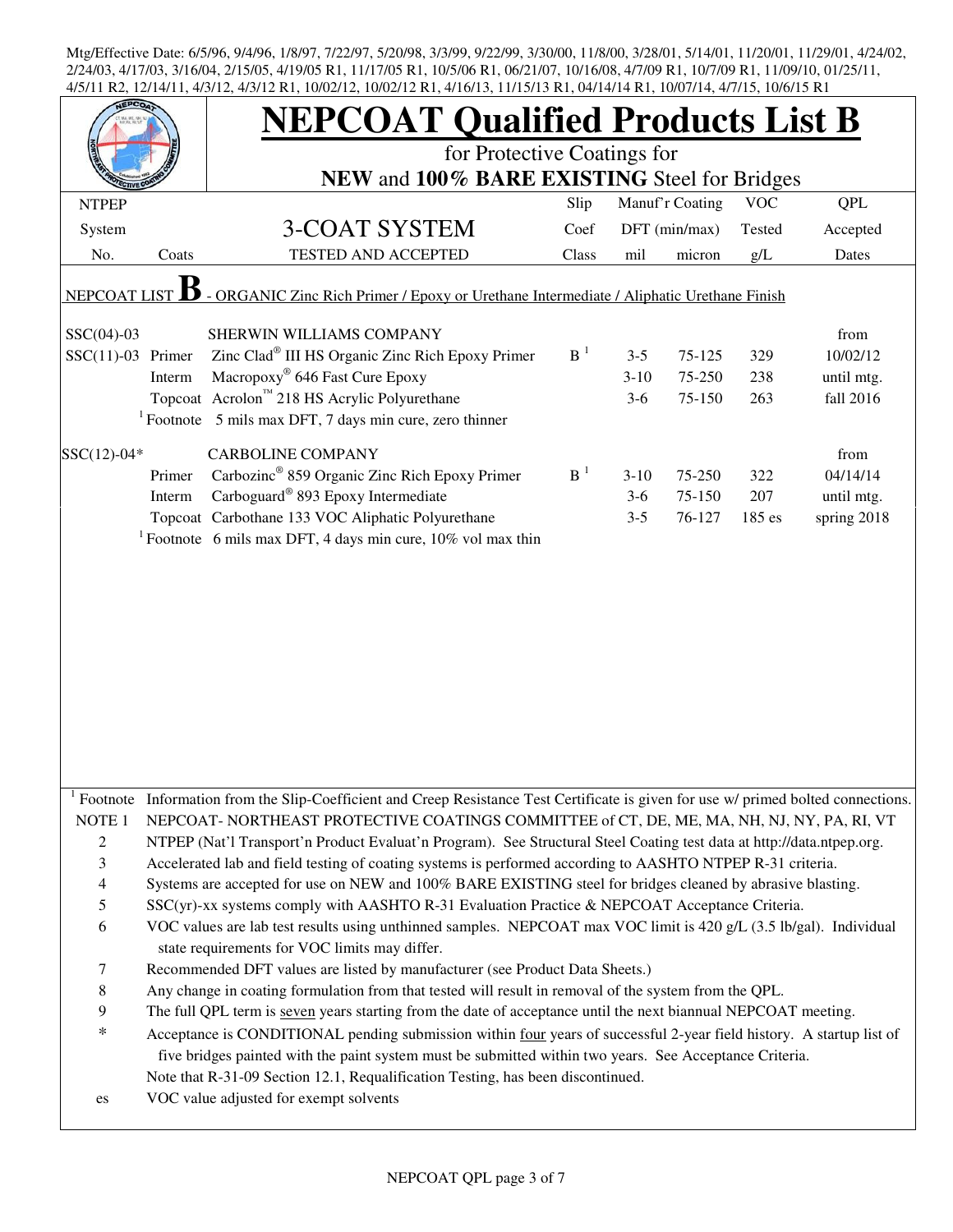Mtg/Effective Date: 6/5/96, 9/4/96, 1/8/97, 7/22/97, 5/20/98, 3/3/99, 9/22/99, 3/30/00, 11/8/00, 3/28/01, 5/14/01, 11/20/01, 11/29/01, 4/24/02, 2/24/03, 4/17/03, 3/16/04, 2/15/05, 4/19/05 R1, 11/17/05 R1, 10/5/06 R1, 06/21/07, 10/16/08, 4/7/09 R1, 10/7/09 R1, 11/09/10, 01/25/11, 4/5/11 R2, 12/14/11, 4/3/12, 4/3/12 R1, 10/02/12, 10/02/12 R1, 4/16/13, 11/15/13 R1, 04/14/14 R1, 10/07/14, 4/7/15, 10/6/15 R1

# NEPCOAT Qualified Products List B

for Protective Coatings for
**NEW** and **100% BARE EXISTING** Steel for Bridges

| NTPEP System No. | Coats | 3-COAT SYSTEM TESTED AND ACCEPTED | Slip Coef Class | Manuf'r Coating DFT (min/max) mil | micron | VOC Tested g/L | QPL Accepted Dates |
|---|---|---|---|---|---|---|---|
| NEPCOAT LIST **B** - ORGANIC Zinc Rich Primer / Epoxy or Urethane Intermediate / Aliphatic Urethane Finish | | | | | | | |
| SSC(04)-03 | | SHERWIN WILLIAMS COMPANY | | | | | from |
| SSC(11)-03 | Primer | Zinc Clad® III HS Organic Zinc Rich Epoxy Primer | B [1] | 3-5 | 75-125 | 329 | 10/02/12 |
| | Interm | Macropoxy® 646 Fast Cure Epoxy | | 3-10 | 75-250 | 238 | until mtg. |
| | Topcoat | Acrolon™ 218 HS Acrylic Polyurethane | | 3-6 | 75-150 | 263 | fall 2016 |
| | [1] Footnote | 5 mils max DFT, 7 days min cure, zero thinner | | | | | |
| SSC(12)-04* | | CARBOLINE COMPANY | | | | | from |
| | Primer | Carbozinc® 859 Organic Zinc Rich Epoxy Primer | B [1] | 3-10 | 75-250 | 322 | 04/14/14 |
| | Interm | Carboguard® 893 Epoxy Intermediate | | 3-6 | 75-150 | 207 | until mtg. |
| | Topcoat | Carbothane 133 VOC Aliphatic Polyurethane | | 3-5 | 76-127 | 185 es | spring 2018 |
| | [1] Footnote | 6 mils max DFT, 4 days min cure, 10% vol max thin | | | | | |

[1] Footnote Information from the Slip-Coefficient and Creep Resistance Test Certificate is given for use w/ primed bolted connections.

NOTE 1 NEPCOAT- NORTHEAST PROTECTIVE COATINGS COMMITTEE of CT, DE, ME, MA, NH, NJ, NY, PA, RI, VT

2 NTPEP (Nat'l Transport'n Product Evaluat'n Program). See Structural Steel Coating test data at http://data.ntpep.org.

3 Accelerated lab and field testing of coating systems is performed according to AASHTO NTPEP R-31 criteria.

4 Systems are accepted for use on NEW and 100% BARE EXISTING steel for bridges cleaned by abrasive blasting.

5 SSC(yr)-xx systems comply with AASHTO R-31 Evaluation Practice & NEPCOAT Acceptance Criteria.

6 VOC values are lab test results using unthinned samples. NEPCOAT max VOC limit is 420 g/L (3.5 lb/gal). Individual state requirements for VOC limits may differ.

7 Recommended DFT values are listed by manufacturer (see Product Data Sheets.)

8 Any change in coating formulation from that tested will result in removal of the system from the QPL.

9 The full QPL term is seven years starting from the date of acceptance until the next biannual NEPCOAT meeting.

\* Acceptance is CONDITIONAL pending submission within four years of successful 2-year field history. A startup list of five bridges painted with the paint system must be submitted within two years. See Acceptance Criteria.
Note that R-31-09 Section 12.1, Requalification Testing, has been discontinued.

es VOC value adjusted for exempt solvents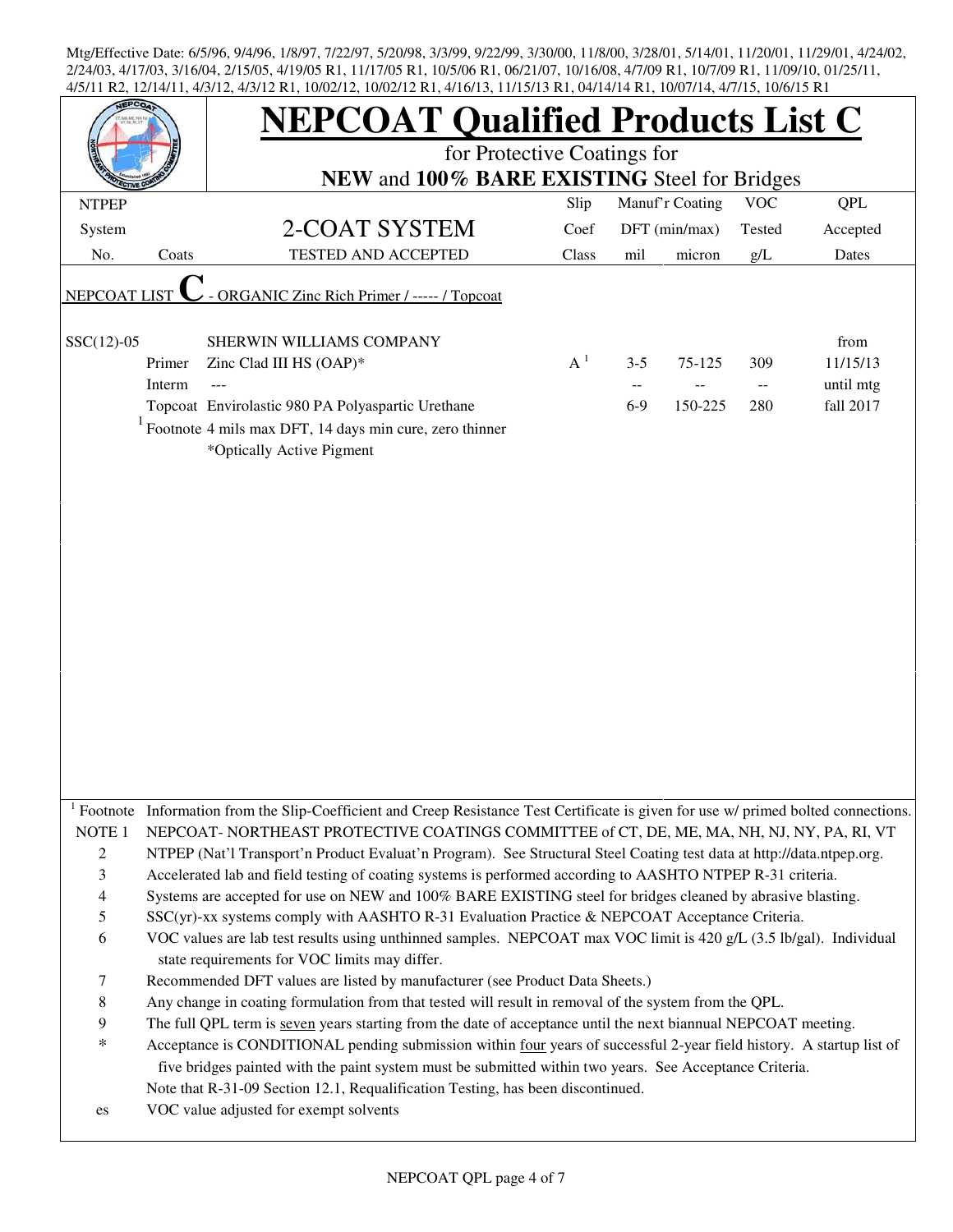Mtg/Effective Date: 6/5/96, 9/4/96, 1/8/97, 7/22/97, 5/20/98, 3/3/99, 9/22/99, 3/30/00, 11/8/00, 3/28/01, 5/14/01, 11/20/01, 11/29/01, 4/24/02, 2/24/03, 4/17/03, 3/16/04, 2/15/05, 4/19/05 R1, 11/17/05 R1, 10/5/06 R1, 06/21/07, 10/16/08, 4/7/09 R1, 10/7/09 R1, 11/09/10, 01/25/11, 4/5/11 R2, 12/14/11, 4/3/12, 4/3/12 R1, 10/02/12, 10/02/12 R1, 4/16/13, 11/15/13 R1, 04/14/14 R1, 10/07/14, 4/7/15, 10/6/15 R1

# NEPCOAT Qualified Products List C

for Protective Coatings for
**NEW** and **100% BARE EXISTING** Steel for Bridges

| NTPEP System No. | Coats | 2-COAT SYSTEM TESTED AND ACCEPTED | Slip Coef Class | Manuf'r Coating DFT (min/max) mil | micron | VOC Tested g/L | QPL Accepted Dates |
|---|---|---|---|---|---|---|---|
| NEPCOAT LIST **C** - ORGANIC Zinc Rich Primer / ----- / Topcoat | | | | | | | |
| SSC(12)-05 | | SHERWIN WILLIAMS COMPANY | | | | | from |
| | Primer | Zinc Clad III HS (OAP)* | A [1] | 3-5 | 75-125 | 309 | 11/15/13 |
| | Interm | --- | | -- | -- | -- | until mtg |
| | Topcoat | Envirolastic 980 PA Polyaspartic Urethane | | 6-9 | 150-225 | 280 | fall 2017 |
| | [1] Footnote | 4 mils max DFT, 14 days min cure, zero thinner | | | | | |
| | | *Optically Active Pigment | | | | | |

[1] Footnote Information from the Slip-Coefficient and Creep Resistance Test Certificate is given for use w/ primed bolted connections.

NOTE 1 NEPCOAT- NORTHEAST PROTECTIVE COATINGS COMMITTEE of CT, DE, ME, MA, NH, NJ, NY, PA, RI, VT

2 NTPEP (Nat'l Transport'n Product Evaluat'n Program). See Structural Steel Coating test data at http://data.ntpep.org.

3 Accelerated lab and field testing of coating systems is performed according to AASHTO NTPEP R-31 criteria.

4 Systems are accepted for use on NEW and 100% BARE EXISTING steel for bridges cleaned by abrasive blasting.

5 SSC(yr)-xx systems comply with AASHTO R-31 Evaluation Practice & NEPCOAT Acceptance Criteria.

6 VOC values are lab test results using unthinned samples. NEPCOAT max VOC limit is 420 g/L (3.5 lb/gal). Individual state requirements for VOC limits may differ.

7 Recommended DFT values are listed by manufacturer (see Product Data Sheets.)

8 Any change in coating formulation from that tested will result in removal of the system from the QPL.

9 The full QPL term is seven years starting from the date of acceptance until the next biannual NEPCOAT meeting.

\* Acceptance is CONDITIONAL pending submission within four years of successful 2-year field history. A startup list of five bridges painted with the paint system must be submitted within two years. See Acceptance Criteria.

Note that R-31-09 Section 12.1, Requalification Testing, has been discontinued.

es VOC value adjusted for exempt solvents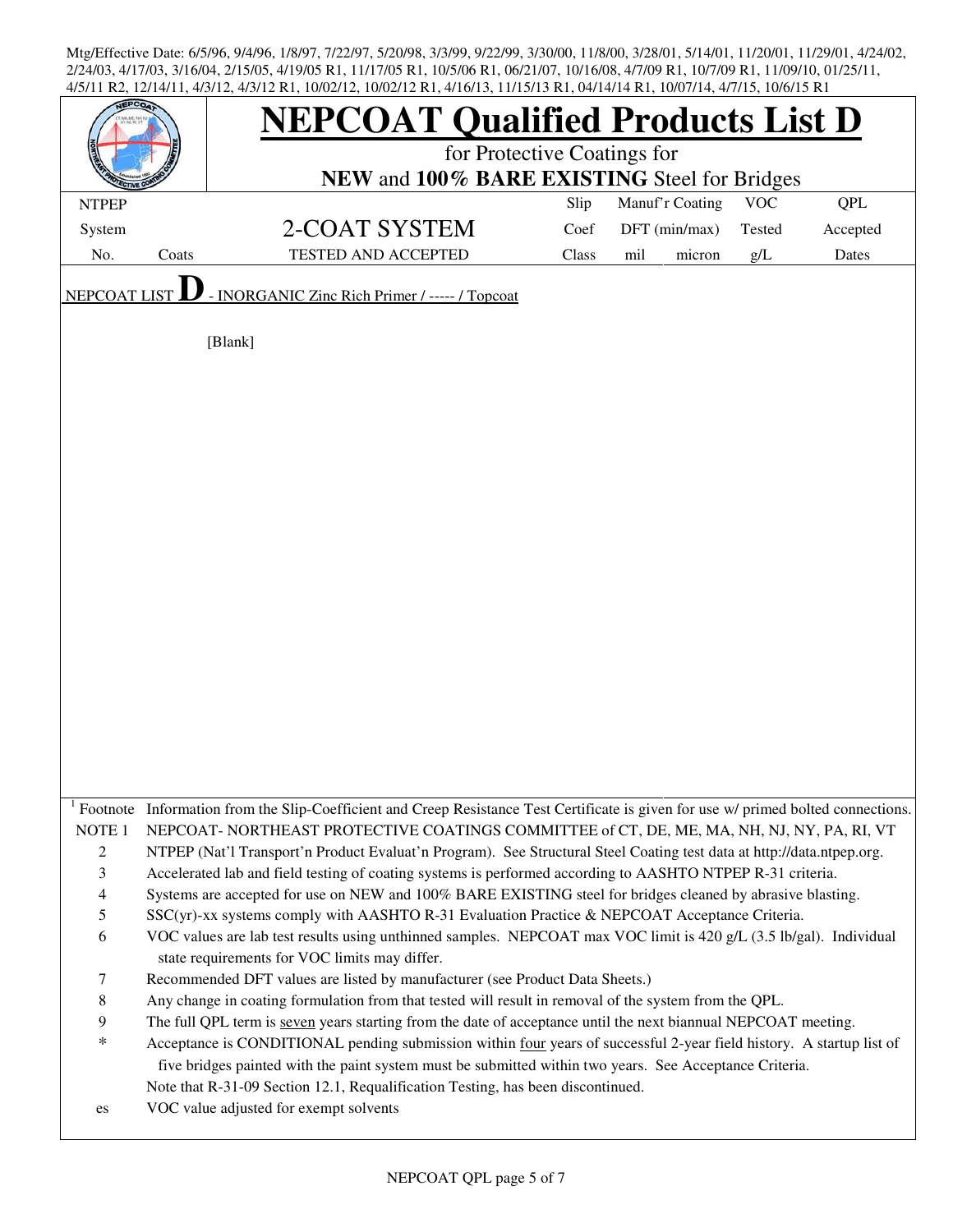Mtg/Effective Date: 6/5/96, 9/4/96, 1/8/97, 7/22/97, 5/20/98, 3/3/99, 9/22/99, 3/30/00, 11/8/00, 3/28/01, 5/14/01, 11/20/01, 11/29/01, 4/24/02, 2/24/03, 4/17/03, 3/16/04, 2/15/05, 4/19/05 R1, 11/17/05 R1, 10/5/06 R1, 06/21/07, 10/16/08, 4/7/09 R1, 10/7/09 R1, 11/09/10, 01/25/11, 4/5/11 R2, 12/14/11, 4/3/12, 4/3/12 R1, 10/02/12, 10/02/12 R1, 4/16/13, 11/15/13 R1, 04/14/14 R1, 10/07/14, 4/7/15, 10/6/15 R1

# NEPCOAT Qualified Products List D

for Protective Coatings for

**NEW** and **100% BARE EXISTING** Steel for Bridges

| NTPEP System No. | Coats | 2-COAT SYSTEM TESTED AND ACCEPTED | Slip Coef Class | Manuf'r Coating DFT (min/max) mil | micron | VOC Tested g/L | QPL Accepted Dates |
|---|---|---|---|---|---|---|---|

NEPCOAT LIST **D** - INORGANIC Zinc Rich Primer / ----- / Topcoat

[Blank]

| | |
|---|---|
| [1] Footnote | Information from the Slip-Coefficient and Creep Resistance Test Certificate is given for use w/ primed bolted connections. |
| NOTE 1 | NEPCOAT- NORTHEAST PROTECTIVE COATINGS COMMITTEE of CT, DE, ME, MA, NH, NJ, NY, PA, RI, VT |
| 2 | NTPEP (Nat'l Transport'n Product Evaluat'n Program). See Structural Steel Coating test data at http://data.ntpep.org. |
| 3 | Accelerated lab and field testing of coating systems is performed according to AASHTO NTPEP R-31 criteria. |
| 4 | Systems are accepted for use on NEW and 100% BARE EXISTING steel for bridges cleaned by abrasive blasting. |
| 5 | SSC(yr)-xx systems comply with AASHTO R-31 Evaluation Practice & NEPCOAT Acceptance Criteria. |
| 6 | VOC values are lab test results using unthinned samples. NEPCOAT max VOC limit is 420 g/L (3.5 lb/gal). Individual state requirements for VOC limits may differ. |
| 7 | Recommended DFT values are listed by manufacturer (see Product Data Sheets.) |
| 8 | Any change in coating formulation from that tested will result in removal of the system from the QPL. |
| 9 | The full QPL term is seven years starting from the date of acceptance until the next biannual NEPCOAT meeting. |
| * | Acceptance is CONDITIONAL pending submission within four years of successful 2-year field history. A startup list of five bridges painted with the paint system must be submitted within two years. See Acceptance Criteria. |
| | Note that R-31-09 Section 12.1, Requalification Testing, has been discontinued. |
| es | VOC value adjusted for exempt solvents |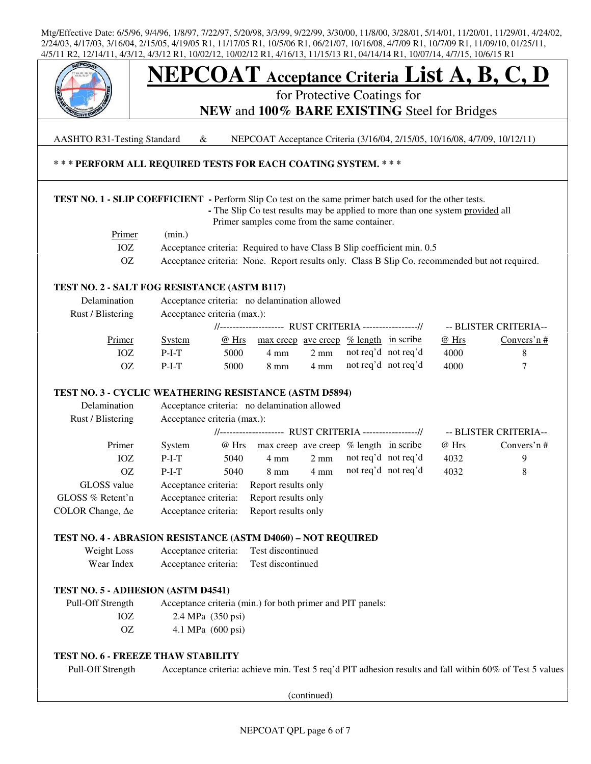Mtg/Effective Date: 6/5/96, 9/4/96, 1/8/97, 7/22/97, 5/20/98, 3/3/99, 9/22/99, 3/30/00, 11/8/00, 3/28/01, 5/14/01, 11/20/01, 11/29/01, 4/24/02, 2/24/03, 4/17/03, 3/16/04, 2/15/05, 4/19/05 R1, 11/17/05 R1, 10/5/06 R1, 06/21/07, 10/16/08, 4/7/09 R1, 10/7/09 R1, 11/09/10, 01/25/11, 4/5/11 R2, 12/14/11, 4/3/12, 4/3/12 R1, 10/02/12, 10/02/12 R1, 4/16/13, 11/15/13 R1, 04/14/14 R1, 10/07/14, 4/7/15, 10/6/15 R1

# NEPCOAT Acceptance Criteria List A, B, C, D

for Protective Coatings for
**NEW** and **100% BARE EXISTING** Steel for Bridges

AASHTO R31-Testing Standard & NEPCOAT Acceptance Criteria (3/16/04, 2/15/05, 10/16/08, 4/7/09, 10/12/11)

**\* \* \* PERFORM ALL REQUIRED TESTS FOR EACH COATING SYSTEM. \* \* \***

**TEST NO. 1 - SLIP COEFFICIENT** - Perform Slip Co test on the same primer batch used for the other tests.
- The Slip Co test results may be applied to more than one system provided all Primer samples come from the same container.

| Primer | (min.) |
|---|---|
| IOZ | Acceptance criteria: Required to have Class B Slip coefficient min. 0.5 |
| OZ | Acceptance criteria: None. Report results only. Class B Slip Co. recommended but not required. |

**TEST NO. 2 - SALT FOG RESISTANCE (ASTM B117)**

Delamination — Acceptance criteria: no delamination allowed

Rust / Blistering — Acceptance criteria (max.):

| | | RUST CRITERIA | | | | | BLISTER CRITERIA | |
|---|---|---|---|---|---|---|---|---|
| Primer | System | @ Hrs | max creep | ave creep | % length | in scribe | @ Hrs | Convers'n # |
| IOZ | P-I-T | 5000 | 4 mm | 2 mm | not req'd | not req'd | 4000 | 8 |
| OZ | P-I-T | 5000 | 8 mm | 4 mm | not req'd | not req'd | 4000 | 7 |

**TEST NO. 3 - CYCLIC WEATHERING RESISTANCE (ASTM D5894)**

Delamination — Acceptance criteria: no delamination allowed

Rust / Blistering — Acceptance criteria (max.):

| | | RUST CRITERIA | | | | | BLISTER CRITERIA | |
|---|---|---|---|---|---|---|---|---|
| Primer | System | @ Hrs | max creep | ave creep | % length | in scribe | @ Hrs | Convers'n # |
| IOZ | P-I-T | 5040 | 4 mm | 2 mm | not req'd | not req'd | 4032 | 9 |
| OZ | P-I-T | 5040 | 8 mm | 4 mm | not req'd | not req'd | 4032 | 8 |

GLOSS value — Acceptance criteria: Report results only

GLOSS % Retent'n — Acceptance criteria: Report results only

COLOR Change, $\Delta e$ — Acceptance criteria: Report results only

**TEST NO. 4 - ABRASION RESISTANCE (ASTM D4060) – NOT REQUIRED**

Weight Loss — Acceptance criteria: Test discontinued

Wear Index — Acceptance criteria: Test discontinued

**TEST NO. 5 - ADHESION (ASTM D4541)**

Pull-Off Strength — Acceptance criteria (min.) for both primer and PIT panels:

- IOZ: 2.4 MPa (350 psi)
- OZ: 4.1 MPa (600 psi)

**TEST NO. 6 - FREEZE THAW STABILITY**

Pull-Off Strength — Acceptance criteria: achieve min. Test 5 req'd PIT adhesion results and fall within 60% of Test 5 values

(continued)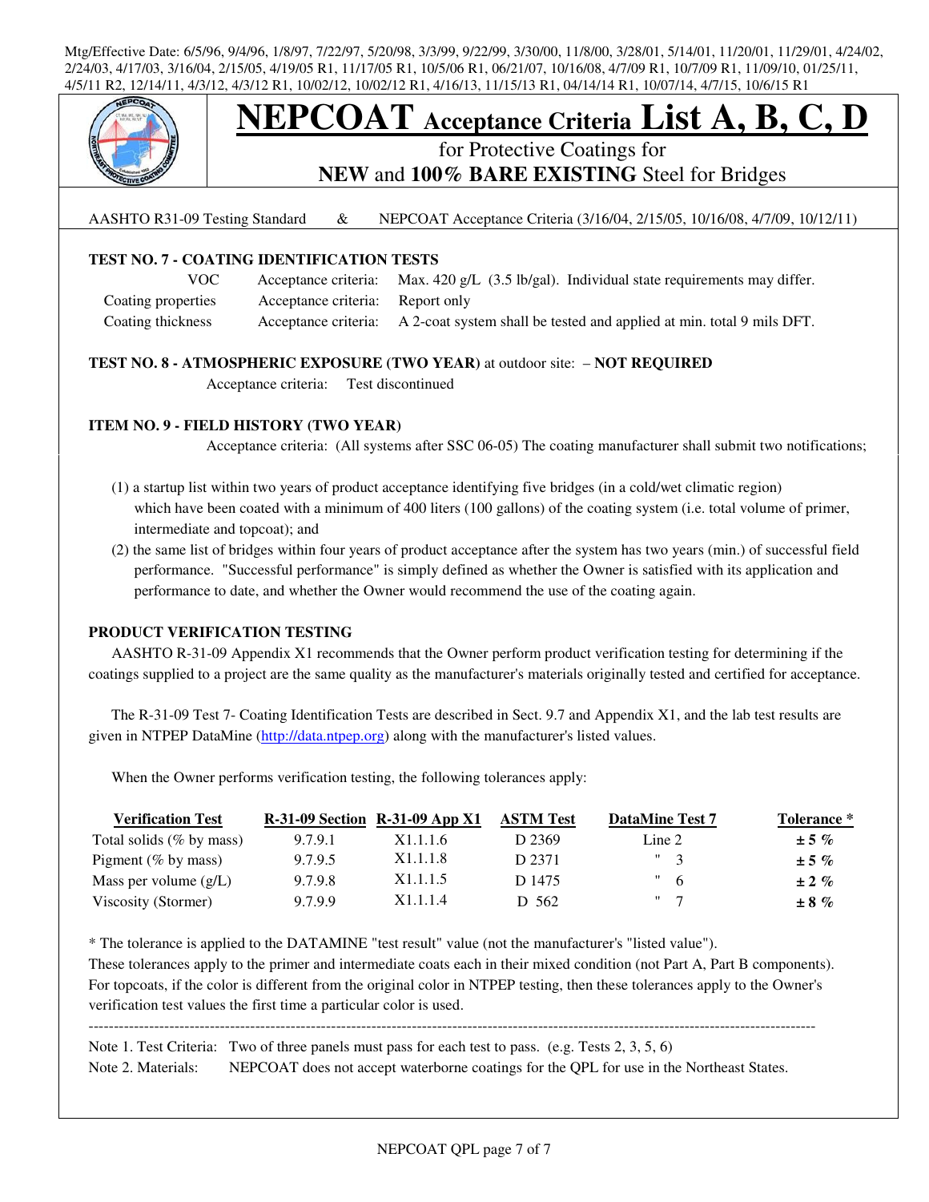Mtg/Effective Date: 6/5/96, 9/4/96, 1/8/97, 7/22/97, 5/20/98, 3/3/99, 9/22/99, 3/30/00, 11/8/00, 3/28/01, 5/14/01, 11/20/01, 11/29/01, 4/24/02, 2/24/03, 4/17/03, 3/16/04, 2/15/05, 4/19/05 R1, 11/17/05 R1, 10/5/06 R1, 06/21/07, 10/16/08, 4/7/09 R1, 10/7/09 R1, 11/09/10, 01/25/11, 4/5/11 R2, 12/14/11, 4/3/12, 4/3/12 R1, 10/02/12, 10/02/12 R1, 4/16/13, 11/15/13 R1, 04/14/14 R1, 10/07/14, 4/7/15, 10/6/15 R1

# NEPCOAT Acceptance Criteria List A, B, C, D

for Protective Coatings for
**NEW** and **100% BARE EXISTING** Steel for Bridges

AASHTO R31-09 Testing Standard & NEPCOAT Acceptance Criteria (3/16/04, 2/15/05, 10/16/08, 4/7/09, 10/12/11)

**TEST NO. 7 - COATING IDENTIFICATION TESTS**

| | | |
|---|---|---|
| VOC | Acceptance criteria: | Max. 420 g/L (3.5 lb/gal). Individual state requirements may differ. |
| Coating properties | Acceptance criteria: | Report only |
| Coating thickness | Acceptance criteria: | A 2-coat system shall be tested and applied at min. total 9 mils DFT. |

**TEST NO. 8 - ATMOSPHERIC EXPOSURE (TWO YEAR)** at outdoor site: – **NOT REQUIRED**

Acceptance criteria: Test discontinued

**ITEM NO. 9 - FIELD HISTORY (TWO YEAR)**

Acceptance criteria: (All systems after SSC 06-05) The coating manufacturer shall submit two notifications;

(1) a startup list within two years of product acceptance identifying five bridges (in a cold/wet climatic region) which have been coated with a minimum of 400 liters (100 gallons) of the coating system (i.e. total volume of primer, intermediate and topcoat); and

(2) the same list of bridges within four years of product acceptance after the system has two years (min.) of successful field performance. "Successful performance" is simply defined as whether the Owner is satisfied with its application and performance to date, and whether the Owner would recommend the use of the coating again.

**PRODUCT VERIFICATION TESTING**

AASHTO R-31-09 Appendix X1 recommends that the Owner perform product verification testing for determining if the coatings supplied to a project are the same quality as the manufacturer's materials originally tested and certified for acceptance.

The R-31-09 Test 7- Coating Identification Tests are described in Sect. 9.7 and Appendix X1, and the lab test results are given in NTPEP DataMine (http://data.ntpep.org) along with the manufacturer's listed values.

When the Owner performs verification testing, the following tolerances apply:

| Verification Test | R-31-09 Section | R-31-09 App X1 | ASTM Test | DataMine Test 7 | Tolerance * |
|---|---|---|---|---|---|
| Total solids (% by mass) | 9.7.9.1 | X1.1.1.6 | D 2369 | Line 2 | **± 5 %** |
| Pigment (% by mass) | 9.7.9.5 | X1.1.1.8 | D 2371 | " 3 | **± 5 %** |
| Mass per volume (g/L) | 9.7.9.8 | X1.1.1.5 | D 1475 | " 6 | **± 2 %** |
| Viscosity (Stormer) | 9.7.9.9 | X1.1.1.4 | D 562 | " 7 | **± 8 %** |

* The tolerance is applied to the DATAMINE "test result" value (not the manufacturer's "listed value").
These tolerances apply to the primer and intermediate coats each in their mixed condition (not Part A, Part B components).
For topcoats, if the color is different from the original color in NTPEP testing, then these tolerances apply to the Owner's verification test values the first time a particular color is used.

---

Note 1. Test Criteria: Two of three panels must pass for each test to pass. (e.g. Tests 2, 3, 5, 6)

Note 2. Materials: NEPCOAT does not accept waterborne coatings for the QPL for use in the Northeast States.